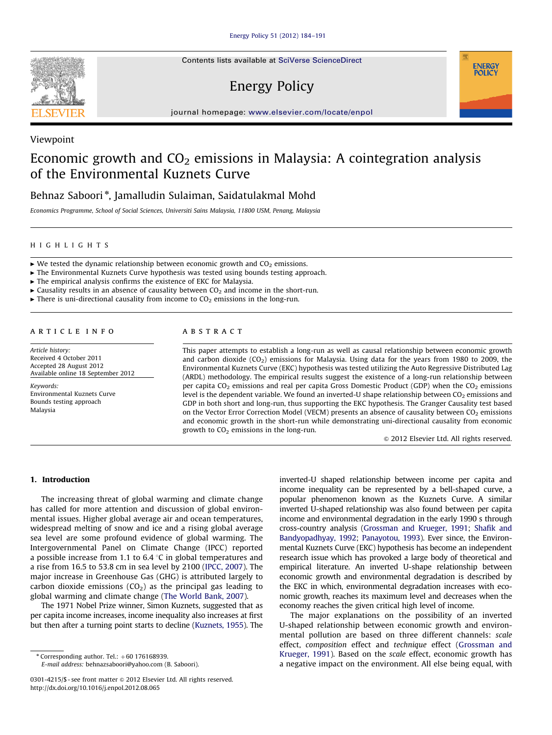Viewpoint

# Economic growth and $CO_2$ emissions in Malaysia: A cointegration analysis of the Environmental Kuznets Curve

Behnaz Saboori *, Jamalludin Sulaiman, Saidatulakmal Mohd

*Economics Programme, School of Social Sciences, Universiti Sains Malaysia, 11800 USM, Penang, Malaysia*

## HIGHLIGHTS

- ► We tested the dynamic relationship between economic growth and $CO_2$ emissions.
- ► The Environmental Kuznets Curve hypothesis was tested using bounds testing approach.
- ► The empirical analysis confirms the existence of EKC for Malaysia.
- ► Causality results in an absence of causality between $CO_2$ and income in the short-run.
- ► There is uni-directional causality from income to $CO_2$ emissions in the long-run.

## ARTICLE INFO

*Article history:*
Received 4 October 2011
Accepted 28 August 2012
Available online 18 September 2012

*Keywords:*
Environmental Kuznets Curve
Bounds testing approach
Malaysia

## ABSTRACT

This paper attempts to establish a long-run as well as causal relationship between economic growth and carbon dioxide ($CO_2$) emissions for Malaysia. Using data for the years from 1980 to 2009, the Environmental Kuznets Curve (EKC) hypothesis was tested utilizing the Auto Regressive Distributed Lag (ARDL) methodology. The empirical results suggest the existence of a long-run relationship between per capita $CO_2$ emissions and real per capita Gross Domestic Product (GDP) when the $CO_2$ emissions level is the dependent variable. We found an inverted-U shape relationship between $CO_2$ emissions and GDP in both short and long-run, thus supporting the EKC hypothesis. The Granger Causality test based on the Vector Error Correction Model (VECM) presents an absence of causality between $CO_2$ emissions and economic growth in the short-run while demonstrating uni-directional causality from economic growth to $CO_2$ emissions in the long-run.

© 2012 Elsevier Ltd. All rights reserved.

## 1. Introduction

The increasing threat of global warming and climate change has called for more attention and discussion of global environmental issues. Higher global average air and ocean temperatures, widespread melting of snow and ice and a rising global average sea level are some profound evidence of global warming. The Intergovernmental Panel on Climate Change (IPCC) reported a possible increase from 1.1 to 6.4 °C in global temperatures and a rise from 16.5 to 53.8 cm in sea level by 2100 (IPCC, 2007). The major increase in Greenhouse Gas (GHG) is attributed largely to carbon dioxide emissions ($CO_2$) as the principal gas leading to global warming and climate change (The World Bank, 2007).

The 1971 Nobel Prize winner, Simon Kuznets, suggested that as per capita income increases, income inequality also increases at first but then after a turning point starts to decline (Kuznets, 1955). The inverted-U shaped relationship between income per capita and income inequality can be represented by a bell-shaped curve, a popular phenomenon known as the Kuznets Curve. A similar inverted U-shaped relationship was also found between per capita income and environmental degradation in the early 1990 s through cross-country analysis (Grossman and Krueger, 1991; Shafik and Bandyopadhyay, 1992; Panayotou, 1993). Ever since, the Environmental Kuznets Curve (EKC) hypothesis has become an independent research issue which has provoked a large body of theoretical and empirical literature. An inverted U-shape relationship between economic growth and environmental degradation is described by the EKC in which, environmental degradation increases with economic growth, reaches its maximum level and decreases when the economy reaches the given critical high level of income.

The major explanations on the possibility of an inverted U-shaped relationship between economic growth and environmental pollution are based on three different channels: *scale* effect, *composition* effect and *technique* effect (Grossman and Krueger, 1991). Based on the *scale* effect, economic growth has a negative impact on the environment. All else being equal, with

\* Corresponding author. Tel.: +60 176168939.
E-mail address: behnazsaboori@yahoo.com (B. Saboori).

0301-4215/$ - see front matter © 2012 Elsevier Ltd. All rights reserved.
http://dx.doi.org/10.1016/j.enpol.2012.08.065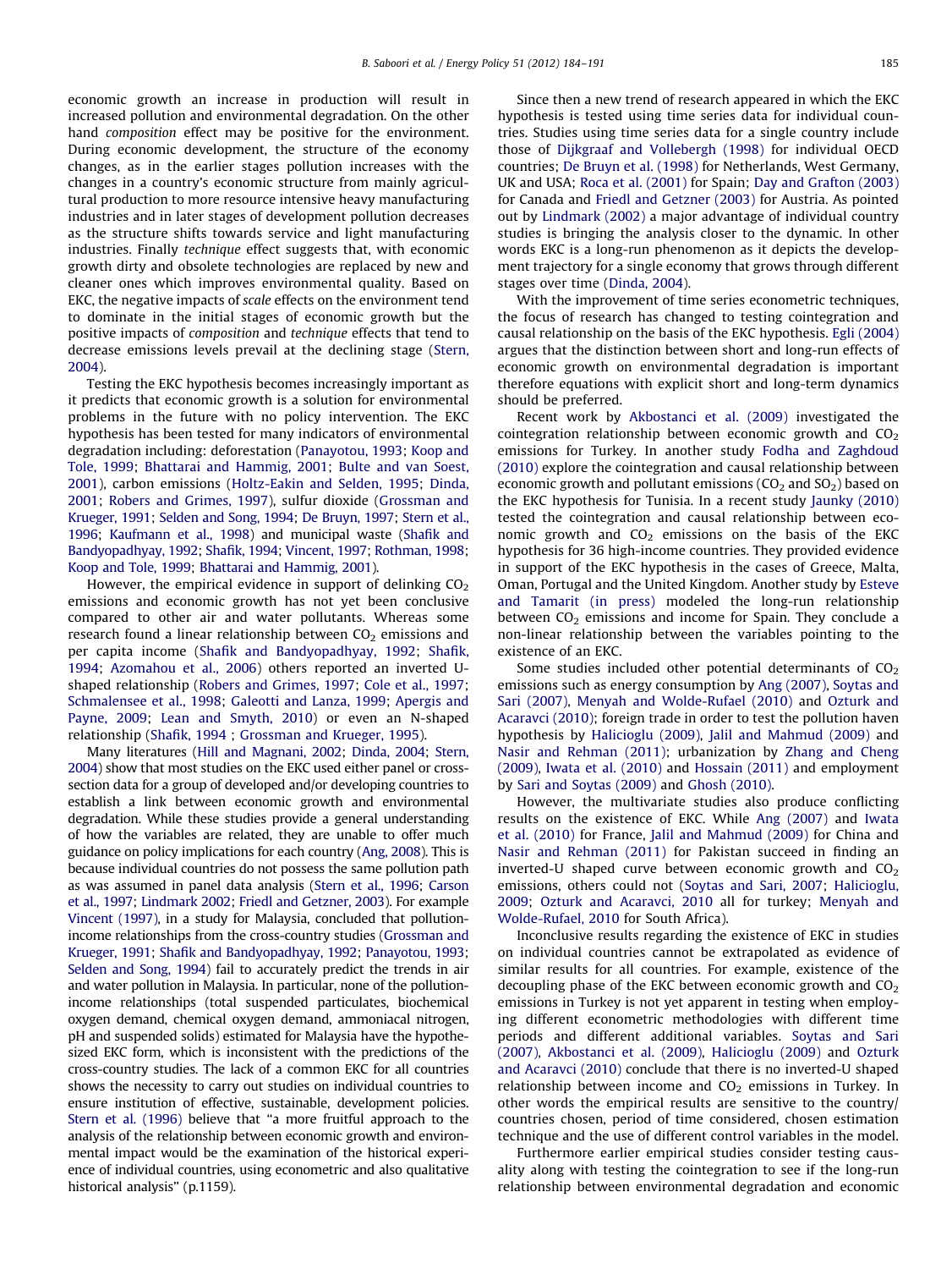economic growth an increase in production will result in increased pollution and environmental degradation. On the other hand *composition* effect may be positive for the environment. During economic development, the structure of the economy changes, as in the earlier stages pollution increases with the changes in a country's economic structure from mainly agricultural production to more resource intensive heavy manufacturing industries and in later stages of development pollution decreases as the structure shifts towards service and light manufacturing industries. Finally *technique* effect suggests that, with economic growth dirty and obsolete technologies are replaced by new and cleaner ones which improves environmental quality. Based on EKC, the negative impacts of *scale* effects on the environment tend to dominate in the initial stages of economic growth but the positive impacts of *composition* and *technique* effects that tend to decrease emissions levels prevail at the declining stage (Stern, 2004).

Testing the EKC hypothesis becomes increasingly important as it predicts that economic growth is a solution for environmental problems in the future with no policy intervention. The EKC hypothesis has been tested for many indicators of environmental degradation including: deforestation (Panayotou, 1993; Koop and Tole, 1999; Bhattarai and Hammig, 2001; Bulte and van Soest, 2001), carbon emissions (Holtz-Eakin and Selden, 1995; Dinda, 2001; Robers and Grimes, 1997), sulfur dioxide (Grossman and Krueger, 1991; Selden and Song, 1994; De Bruyn, 1997; Stern et al., 1996; Kaufmann et al., 1998) and municipal waste (Shafik and Bandyopadhyay, 1992; Shafik, 1994; Vincent, 1997; Rothman, 1998; Koop and Tole, 1999; Bhattarai and Hammig, 2001).

However, the empirical evidence in support of delinking $CO_2$ emissions and economic growth has not yet been conclusive compared to other air and water pollutants. Whereas some research found a linear relationship between $CO_2$ emissions and per capita income (Shafik and Bandyopadhyay, 1992; Shafik, 1994; Azomahou et al., 2006) others reported an inverted U-shaped relationship (Robers and Grimes, 1997; Cole et al., 1997; Schmalensee et al., 1998; Galeotti and Lanza, 1999; Apergis and Payne, 2009; Lean and Smyth, 2010) or even an N-shaped relationship (Shafik, 1994 ; Grossman and Krueger, 1995).

Many literatures (Hill and Magnani, 2002; Dinda, 2004; Stern, 2004) show that most studies on the EKC used either panel or cross-section data for a group of developed and/or developing countries to establish a link between economic growth and environmental degradation. While these studies provide a general understanding of how the variables are related, they are unable to offer much guidance on policy implications for each country (Ang, 2008). This is because individual countries do not possess the same pollution path as was assumed in panel data analysis (Stern et al., 1996; Carson et al., 1997; Lindmark 2002; Friedl and Getzner, 2003). For example Vincent (1997), in a study for Malaysia, concluded that pollution-income relationships from the cross-country studies (Grossman and Krueger, 1991; Shafik and Bandyopadhyay, 1992; Panayotou, 1993; Selden and Song, 1994) fail to accurately predict the trends in air and water pollution in Malaysia. In particular, none of the pollution-income relationships (total suspended particulates, biochemical oxygen demand, chemical oxygen demand, ammoniacal nitrogen, pH and suspended solids) estimated for Malaysia have the hypothesized EKC form, which is inconsistent with the predictions of the cross-country studies. The lack of a common EKC for all countries shows the necessity to carry out studies on individual countries to ensure institution of effective, sustainable, development policies. Stern et al. (1996) believe that "a more fruitful approach to the analysis of the relationship between economic growth and environmental impact would be the examination of the historical experience of individual countries, using econometric and also qualitative historical analysis" (p.1159).

Since then a new trend of research appeared in which the EKC hypothesis is tested using time series data for individual countries. Studies using time series data for a single country include those of Dijkgraaf and Vollebergh (1998) for individual OECD countries; De Bruyn et al. (1998) for Netherlands, West Germany, UK and USA; Roca et al. (2001) for Spain; Day and Grafton (2003) for Canada and Friedl and Getzner (2003) for Austria. As pointed out by Lindmark (2002) a major advantage of individual country studies is bringing the analysis closer to the dynamic. In other words EKC is a long-run phenomenon as it depicts the development trajectory for a single economy that grows through different stages over time (Dinda, 2004).

With the improvement of time series econometric techniques, the focus of research has changed to testing cointegration and causal relationship on the basis of the EKC hypothesis. Egli (2004) argues that the distinction between short and long-run effects of economic growth on environmental degradation is important therefore equations with explicit short and long-term dynamics should be preferred.

Recent work by Akbostanci et al. (2009) investigated the cointegration relationship between economic growth and $CO_2$ emissions for Turkey. In another study Fodha and Zaghdoud (2010) explore the cointegration and causal relationship between economic growth and pollutant emissions ($CO_2$ and $SO_2$) based on the EKC hypothesis for Tunisia. In a recent study Jaunky (2010) tested the cointegration and causal relationship between economic growth and $CO_2$ emissions on the basis of the EKC hypothesis for 36 high-income countries. They provided evidence in support of the EKC hypothesis in the cases of Greece, Malta, Oman, Portugal and the United Kingdom. Another study by Esteve and Tamarit (in press) modeled the long-run relationship between $CO_2$ emissions and income for Spain. They conclude a non-linear relationship between the variables pointing to the existence of an EKC.

Some studies included other potential determinants of $CO_2$ emissions such as energy consumption by Ang (2007), Soytas and Sari (2007), Menyah and Wolde-Rufael (2010) and Ozturk and Acaravci (2010); foreign trade in order to test the pollution haven hypothesis by Halicioglu (2009), Jalil and Mahmud (2009) and Nasir and Rehman (2011); urbanization by Zhang and Cheng (2009), Iwata et al. (2010) and Hossain (2011) and employment by Sari and Soytas (2009) and Ghosh (2010).

However, the multivariate studies also produce conflicting results on the existence of EKC. While Ang (2007) and Iwata et al. (2010) for France, Jalil and Mahmud (2009) for China and Nasir and Rehman (2011) for Pakistan succeed in finding an inverted-U shaped curve between economic growth and $CO_2$ emissions, others could not (Soytas and Sari, 2007; Halicioglu, 2009; Ozturk and Acaravci, 2010 all for turkey; Menyah and Wolde-Rufael, 2010 for South Africa).

Inconclusive results regarding the existence of EKC in studies on individual countries cannot be extrapolated as evidence of similar results for all countries. For example, existence of the decoupling phase of the EKC between economic growth and $CO_2$ emissions in Turkey is not yet apparent in testing when employing different econometric methodologies with different time periods and different additional variables. Soytas and Sari (2007), Akbostanci et al. (2009), Halicioglu (2009) and Ozturk and Acaravci (2010) conclude that there is no inverted-U shaped relationship between income and $CO_2$ emissions in Turkey. In other words the empirical results are sensitive to the country/countries chosen, period of time considered, chosen estimation technique and the use of different control variables in the model.

Furthermore earlier empirical studies consider testing causality along with testing the cointegration to see if the long-run relationship between environmental degradation and economic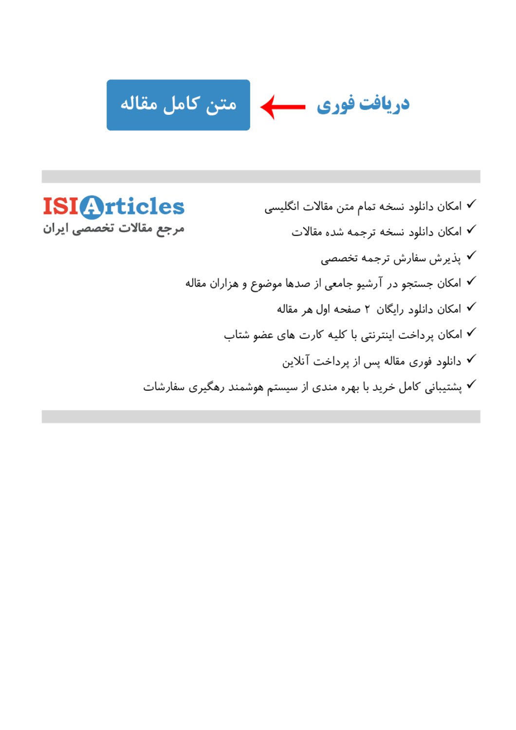دریافت فوری ← متن کامل مقاله

**ISIArticles**
مرجع مقالات تخصصی ایران

- ✓ امکان دانلود نسخه تمام متن مقالات انگلیسی
- ✓ امکان دانلود نسخه ترجمه شده مقالات
- ✓ پذیرش سفارش ترجمه تخصصی
- ✓ امکان جستجو در آرشیو جامعی از صدها موضوع و هزاران مقاله
- ✓ امکان دانلود رایگان ۲ صفحه اول هر مقاله
- ✓ امکان پرداخت اینترنتی با کلیه کارت های عضو شتاب
- ✓ دانلود فوری مقاله پس از پرداخت آنلاین
- ✓ پشتیبانی کامل خرید با بهره مندی از سیستم هوشمند رهگیری سفارشات